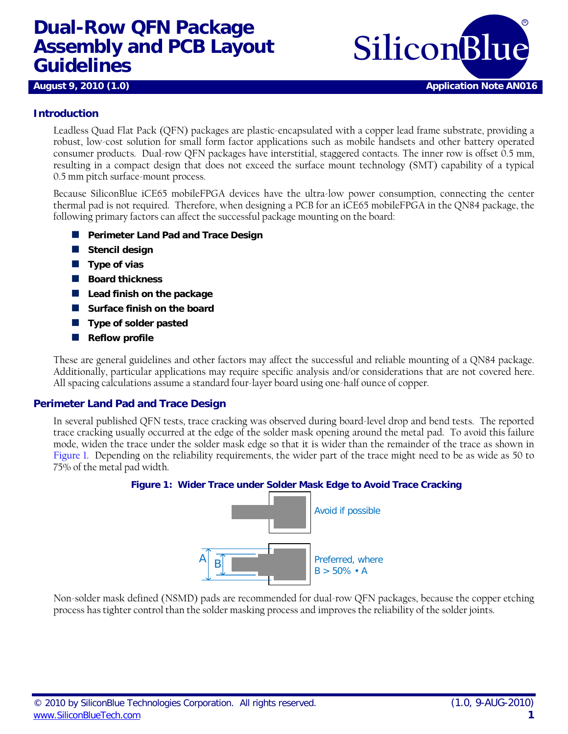# Dual-Row QFN Package Assembly and PCB Layout Guidelines

**August 9, 2010 (1.0)** **Application Note AN016**

## Introduction

Leadless Quad Flat Pack (QFN) packages are plastic-encapsulated with a copper lead frame substrate, providing a robust, low-cost solution for small form factor applications such as mobile handsets and other battery operated consumer products. Dual-row QFN packages have interstitial, staggered contacts. The inner row is offset 0.5 mm, resulting in a compact design that does not exceed the surface mount technology (SMT) capability of a typical 0.5 mm pitch surface-mount process.

Because SiliconBlue iCE65 mobileFPGA devices have the ultra-low power consumption, connecting the center thermal pad is not required. Therefore, when designing a PCB for an iCE65 mobileFPGA in the QN84 package, the following primary factors can affect the successful package mounting on the board:

- **Perimeter Land Pad and Trace Design**
- **Stencil design**
- **Type of vias**
- **Board thickness**
- **Lead finish on the package**
- **Surface finish on the board**
- **Type of solder pasted**
- **Reflow profile**

These are general guidelines and other factors may affect the successful and reliable mounting of a QN84 package. Additionally, particular applications may require specific analysis and/or considerations that are not covered here. All spacing calculations assume a standard four-layer board using one-half ounce of copper.

## Perimeter Land Pad and Trace Design

In several published QFN tests, trace cracking was observed during board-level drop and bend tests. The reported trace cracking usually occurred at the edge of the solder mask opening around the metal pad. To avoid this failure mode, widen the trace under the solder mask edge so that it is wider than the remainder of the trace as shown in Figure 1. Depending on the reliability requirements, the wider part of the trace might need to be as wide as 50 to 75% of the metal pad width.

**Figure 1: Wider Trace under Solder Mask Edge to Avoid Trace Cracking**

Avoid if possible

Preferred, where B > 50% • A

Non-solder mask defined (NSMD) pads are recommended for dual-row QFN packages, because the copper etching process has tighter control than the solder masking process and improves the reliability of the solder joints.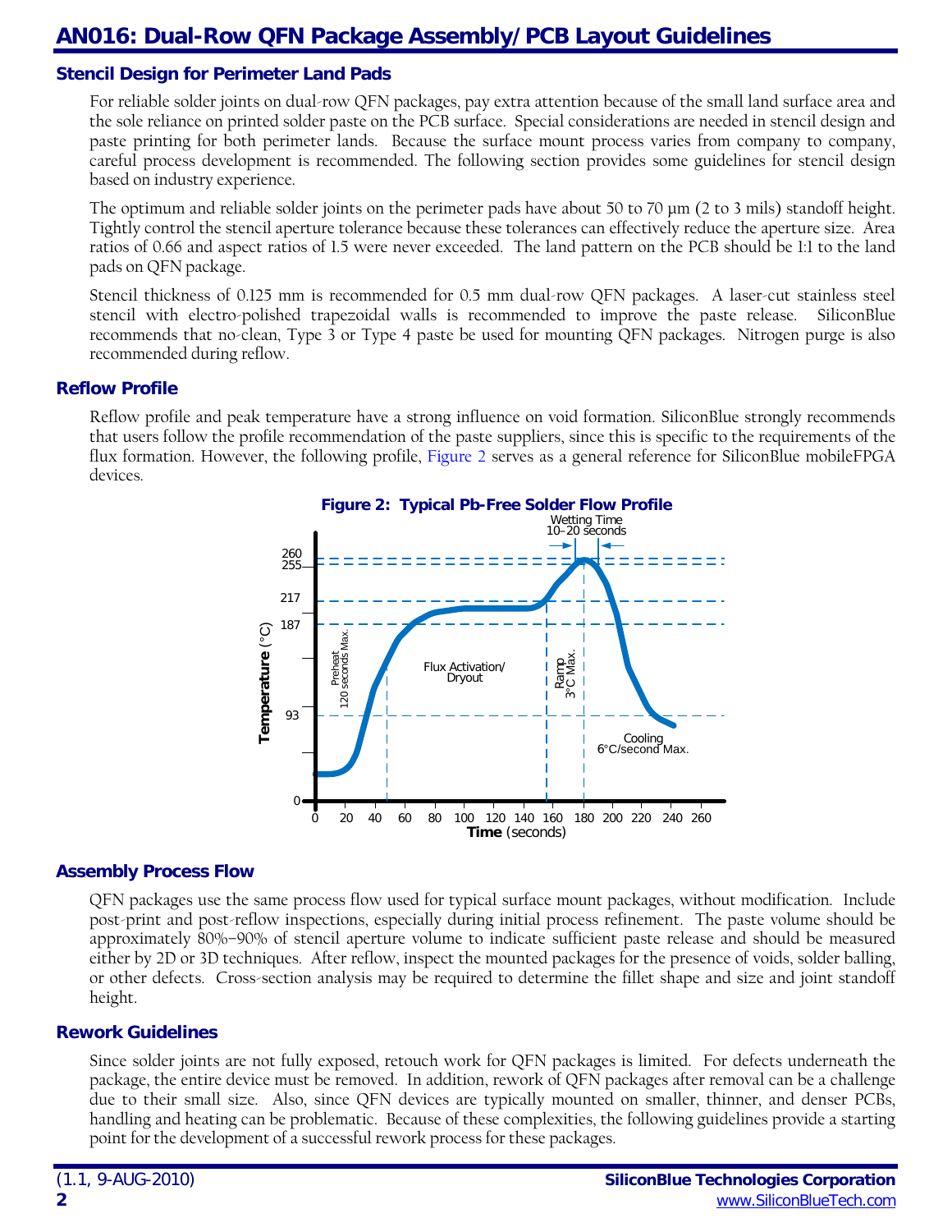## Stencil Design for Perimeter Land Pads

For reliable solder joints on dual-row QFN packages, pay extra attention because of the small land surface area and the sole reliance on printed solder paste on the PCB surface. Special considerations are needed in stencil design and paste printing for both perimeter lands. Because the surface mount process varies from company to company, careful process development is recommended. The following section provides some guidelines for stencil design based on industry experience.

The optimum and reliable solder joints on the perimeter pads have about 50 to 70 µm (2 to 3 mils) standoff height. Tightly control the stencil aperture tolerance because these tolerances can effectively reduce the aperture size. Area ratios of 0.66 and aspect ratios of 1.5 were never exceeded. The land pattern on the PCB should be 1:1 to the land pads on QFN package.

Stencil thickness of 0.125 mm is recommended for 0.5 mm dual-row QFN packages. A laser-cut stainless steel stencil with electro-polished trapezoidal walls is recommended to improve the paste release. SiliconBlue recommends that no-clean, Type 3 or Type 4 paste be used for mounting QFN packages. Nitrogen purge is also recommended during reflow.

## Reflow Profile

Reflow profile and peak temperature have a strong influence on void formation. SiliconBlue strongly recommends that users follow the profile recommendation of the paste suppliers, since this is specific to the requirements of the flux formation. However, the following profile, Figure 2 serves as a general reference for SiliconBlue mobileFPGA devices.

**Figure 2: Typical Pb-Free Solder Flow Profile**

## Assembly Process Flow

QFN packages use the same process flow used for typical surface mount packages, without modification. Include post-print and post-reflow inspections, especially during initial process refinement. The paste volume should be approximately 80%–90% of stencil aperture volume to indicate sufficient paste release and should be measured either by 2D or 3D techniques. After reflow, inspect the mounted packages for the presence of voids, solder balling, or other defects. Cross-section analysis may be required to determine the fillet shape and size and joint standoff height.

## Rework Guidelines

Since solder joints are not fully exposed, retouch work for QFN packages is limited. For defects underneath the package, the entire device must be removed. In addition, rework of QFN packages after removal can be a challenge due to their small size. Also, since QFN devices are typically mounted on smaller, thinner, and denser PCBs, handling and heating can be problematic. Because of these complexities, the following guidelines provide a starting point for the development of a successful rework process for these packages.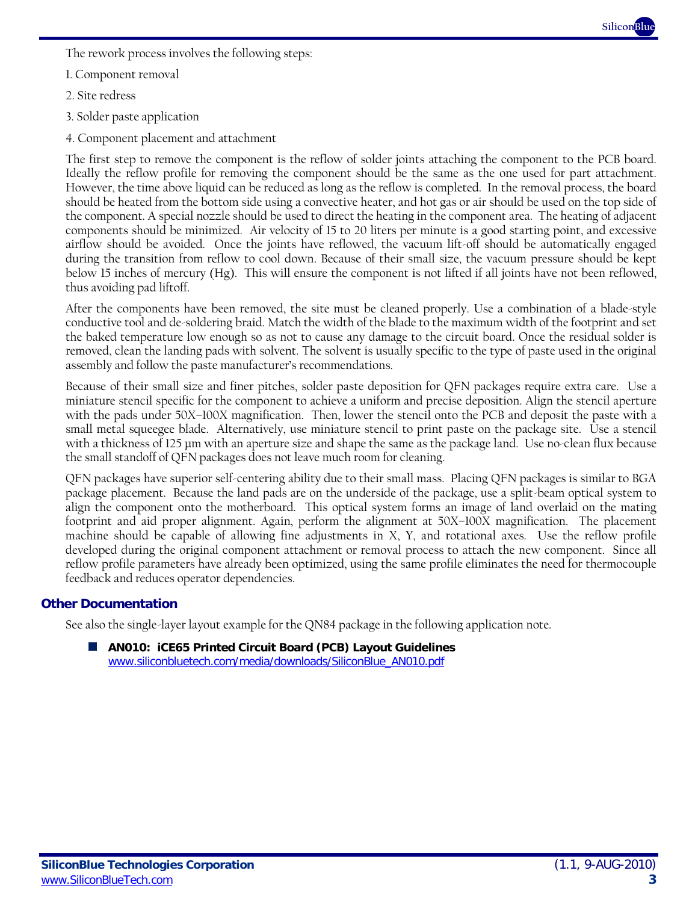The rework process involves the following steps:

1. Component removal
2. Site redress
3. Solder paste application
4. Component placement and attachment

The first step to remove the component is the reflow of solder joints attaching the component to the PCB board. Ideally the reflow profile for removing the component should be the same as the one used for part attachment. However, the time above liquid can be reduced as long as the reflow is completed. In the removal process, the board should be heated from the bottom side using a convective heater, and hot gas or air should be used on the top side of the component. A special nozzle should be used to direct the heating in the component area. The heating of adjacent components should be minimized. Air velocity of 15 to 20 liters per minute is a good starting point, and excessive airflow should be avoided. Once the joints have reflowed, the vacuum lift-off should be automatically engaged during the transition from reflow to cool down. Because of their small size, the vacuum pressure should be kept below 15 inches of mercury (Hg). This will ensure the component is not lifted if all joints have not been reflowed, thus avoiding pad liftoff.

After the components have been removed, the site must be cleaned properly. Use a combination of a blade-style conductive tool and de-soldering braid. Match the width of the blade to the maximum width of the footprint and set the baked temperature low enough so as not to cause any damage to the circuit board. Once the residual solder is removed, clean the landing pads with solvent. The solvent is usually specific to the type of paste used in the original assembly and follow the paste manufacturer's recommendations.

Because of their small size and finer pitches, solder paste deposition for QFN packages require extra care. Use a miniature stencil specific for the component to achieve a uniform and precise deposition. Align the stencil aperture with the pads under 50X–100X magnification. Then, lower the stencil onto the PCB and deposit the paste with a small metal squeegee blade. Alternatively, use miniature stencil to print paste on the package site. Use a stencil with a thickness of 125 µm with an aperture size and shape the same as the package land. Use no-clean flux because the small standoff of QFN packages does not leave much room for cleaning.

QFN packages have superior self-centering ability due to their small mass. Placing QFN packages is similar to BGA package placement. Because the land pads are on the underside of the package, use a split-beam optical system to align the component onto the motherboard. This optical system forms an image of land overlaid on the mating footprint and aid proper alignment. Again, perform the alignment at 50X–100X magnification. The placement machine should be capable of allowing fine adjustments in X, Y, and rotational axes. Use the reflow profile developed during the original component attachment or removal process to attach the new component. Since all reflow profile parameters have already been optimized, using the same profile eliminates the need for thermocouple feedback and reduces operator dependencies.

## Other Documentation

See also the single-layer layout example for the QN84 package in the following application note.

- **AN010: iCE65 Printed Circuit Board (PCB) Layout Guidelines**
  www.siliconbluetech.com/media/downloads/SiliconBlue_AN010.pdf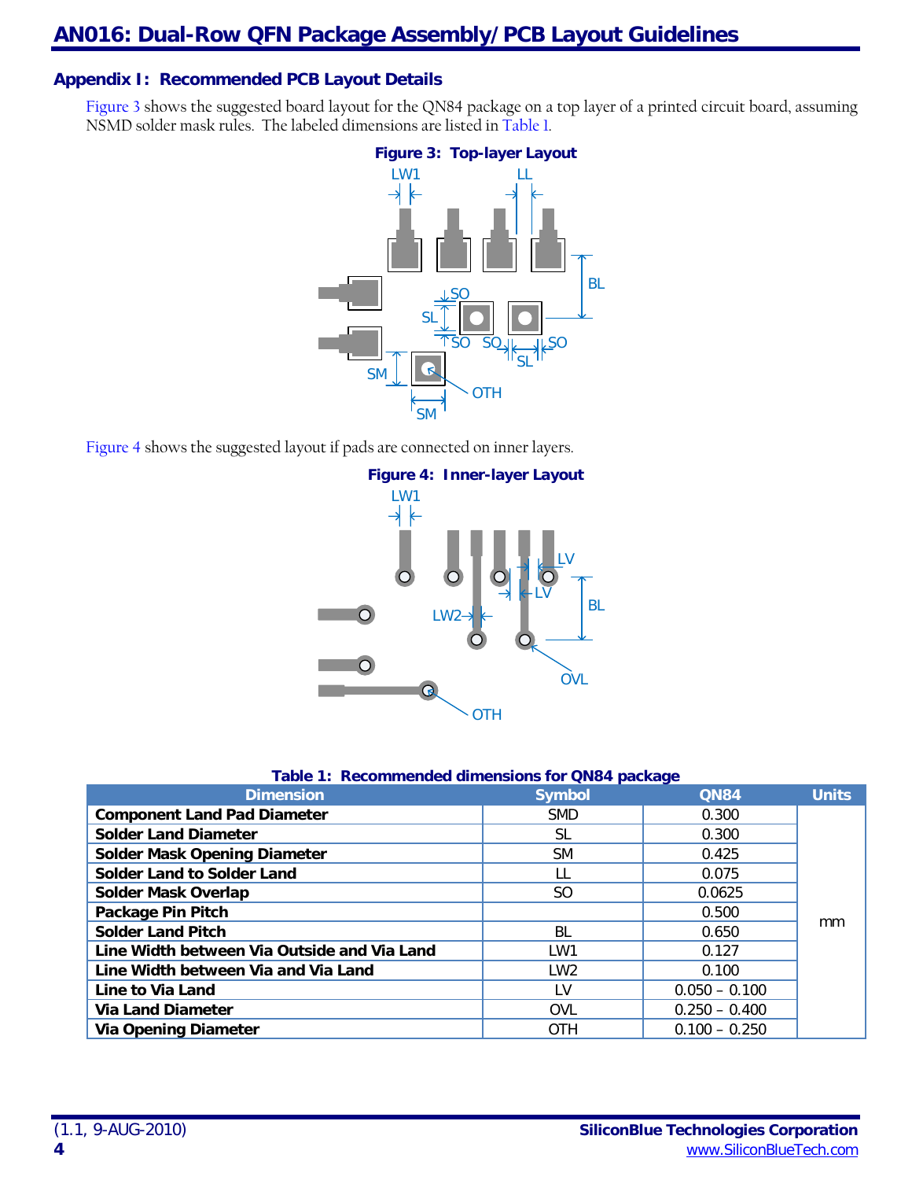## Appendix I: Recommended PCB Layout Details

Figure 3 shows the suggested board layout for the QN84 package on a top layer of a printed circuit board, assuming NSMD solder mask rules. The labeled dimensions are listed in Table 1.

**Figure 3: Top-layer Layout**

Figure 4 shows the suggested layout if pads are connected on inner layers.

**Figure 4: Inner-layer Layout**

**Table 1: Recommended dimensions for QN84 package**

| Dimension | Symbol | QN84 | Units |
|---|---|---|---|
| **Component Land Pad Diameter** | SMD | 0.300 | mm |
| **Solder Land Diameter** | SL | 0.300 | |
| **Solder Mask Opening Diameter** | SM | 0.425 | |
| **Solder Land to Solder Land** | LL | 0.075 | |
| **Solder Mask Overlap** | SO | 0.0625 | |
| **Package Pin Pitch** | | 0.500 | |
| **Solder Land Pitch** | BL | 0.650 | |
| **Line Width between Via Outside and Via Land** | LW1 | 0.127 | |
| **Line Width between Via and Via Land** | LW2 | 0.100 | |
| **Line to Via Land** | LV | 0.050 – 0.100 | |
| **Via Land Diameter** | OVL | 0.250 – 0.400 | |
| **Via Opening Diameter** | OTH | 0.100 – 0.250 | |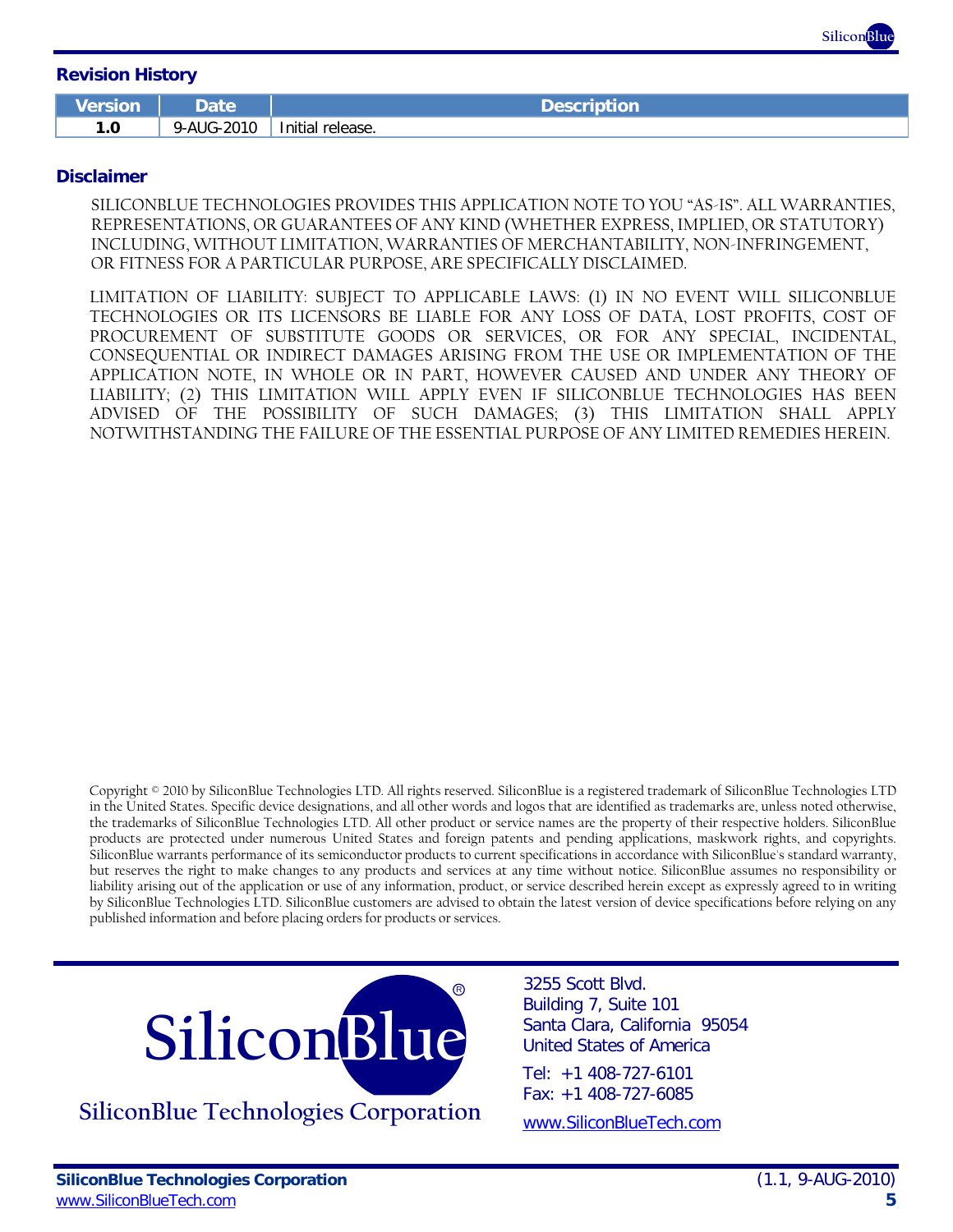## Revision History

| Version | Date | Description |
|---|---|---|
| **1.0** | 9-AUG-2010 | Initial release. |

## Disclaimer

SILICONBLUE TECHNOLOGIES PROVIDES THIS APPLICATION NOTE TO YOU "AS-IS". ALL WARRANTIES, REPRESENTATIONS, OR GUARANTEES OF ANY KIND (WHETHER EXPRESS, IMPLIED, OR STATUTORY) INCLUDING, WITHOUT LIMITATION, WARRANTIES OF MERCHANTABILITY, NON-INFRINGEMENT, OR FITNESS FOR A PARTICULAR PURPOSE, ARE SPECIFICALLY DISCLAIMED.

LIMITATION OF LIABILITY: SUBJECT TO APPLICABLE LAWS: (1) IN NO EVENT WILL SILICONBLUE TECHNOLOGIES OR ITS LICENSORS BE LIABLE FOR ANY LOSS OF DATA, LOST PROFITS, COST OF PROCUREMENT OF SUBSTITUTE GOODS OR SERVICES, OR FOR ANY SPECIAL, INCIDENTAL, CONSEQUENTIAL OR INDIRECT DAMAGES ARISING FROM THE USE OR IMPLEMENTATION OF THE APPLICATION NOTE, IN WHOLE OR IN PART, HOWEVER CAUSED AND UNDER ANY THEORY OF LIABILITY; (2) THIS LIMITATION WILL APPLY EVEN IF SILICONBLUE TECHNOLOGIES HAS BEEN ADVISED OF THE POSSIBILITY OF SUCH DAMAGES; (3) THIS LIMITATION SHALL APPLY NOTWITHSTANDING THE FAILURE OF THE ESSENTIAL PURPOSE OF ANY LIMITED REMEDIES HEREIN.

Copyright © 2010 by SiliconBlue Technologies LTD. All rights reserved. SiliconBlue is a registered trademark of SiliconBlue Technologies LTD in the United States. Specific device designations, and all other words and logos that are identified as trademarks are, unless noted otherwise, the trademarks of SiliconBlue Technologies LTD. All other product or service names are the property of their respective holders. SiliconBlue products are protected under numerous United States and foreign patents and pending applications, maskwork rights, and copyrights. SiliconBlue warrants performance of its semiconductor products to current specifications in accordance with SiliconBlue's standard warranty, but reserves the right to make changes to any products and services at any time without notice. SiliconBlue assumes no responsibility or liability arising out of the application or use of any information, product, or service described herein except as expressly agreed to in writing by SiliconBlue Technologies LTD. SiliconBlue customers are advised to obtain the latest version of device specifications before relying on any published information and before placing orders for products or services.

SiliconBlue®

SiliconBlue Technologies Corporation

3255 Scott Blvd.
Building 7, Suite 101
Santa Clara, California 95054
United States of America

Tel: +1 408-727-6101
Fax: +1 408-727-6085

www.SiliconBlueTech.com